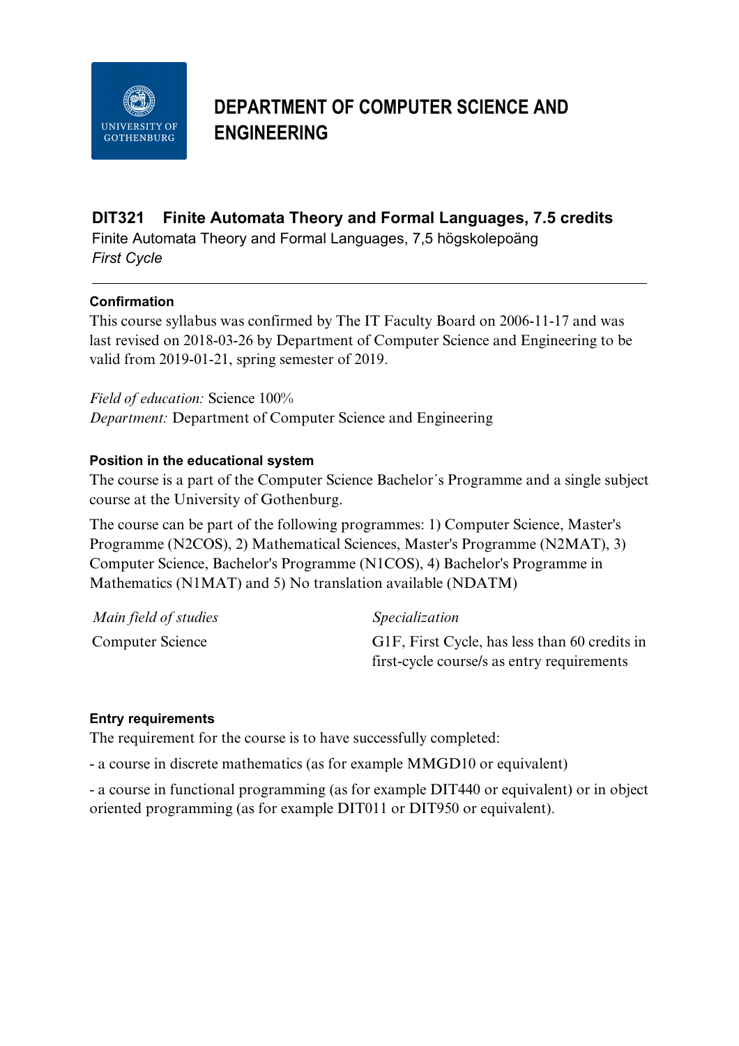# DEPARTMENT OF COMPUTER SCIENCE AND ENGINEERING

## DIT321 Finite Automata Theory and Formal Languages, 7.5 credits

Finite Automata Theory and Formal Languages, 7,5 högskolepoäng

*First Cycle*

---

### Confirmation

This course syllabus was confirmed by The IT Faculty Board on 2006-11-17 and was last revised on 2018-03-26 by Department of Computer Science and Engineering to be valid from 2019-01-21, spring semester of 2019.

*Field of education:* Science 100%

*Department:* Department of Computer Science and Engineering

### Position in the educational system

The course is a part of the Computer Science Bachelor´s Programme and a single subject course at the University of Gothenburg.

The course can be part of the following programmes: 1) Computer Science, Master's Programme (N2COS), 2) Mathematical Sciences, Master's Programme (N2MAT), 3) Computer Science, Bachelor's Programme (N1COS), 4) Bachelor's Programme in Mathematics (N1MAT) and 5) No translation available (NDATM)

| *Main field of studies* | *Specialization* |
| --- | --- |
| Computer Science | G1F, First Cycle, has less than 60 credits in first-cycle course/s as entry requirements |

### Entry requirements

The requirement for the course is to have successfully completed:

- a course in discrete mathematics (as for example MMGD10 or equivalent)

- a course in functional programming (as for example DIT440 or equivalent) or in object oriented programming (as for example DIT011 or DIT950 or equivalent).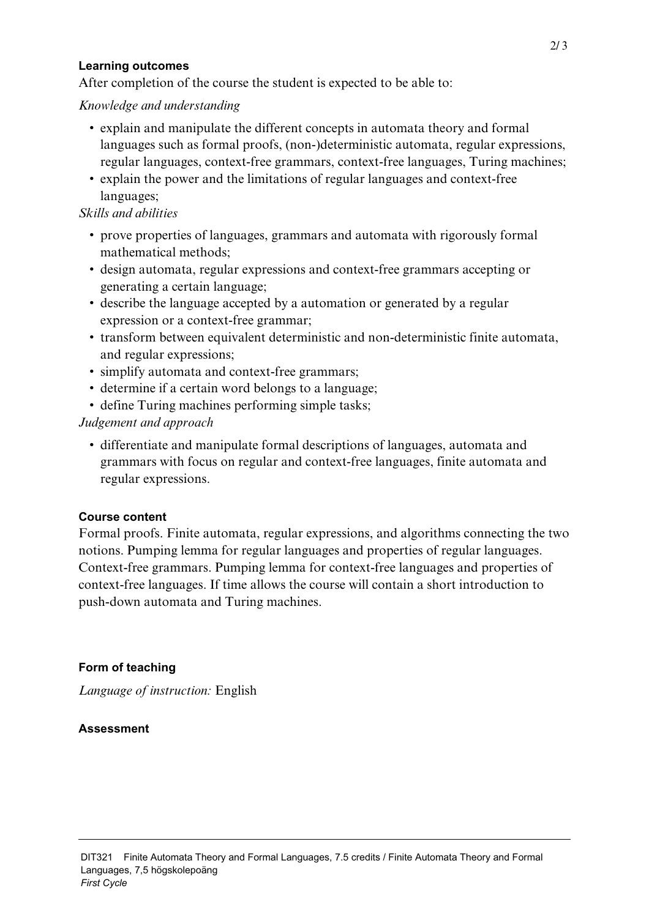### Learning outcomes

After completion of the course the student is expected to be able to:

*Knowledge and understanding*

- explain and manipulate the different concepts in automata theory and formal languages such as formal proofs, (non-)deterministic automata, regular expressions, regular languages, context-free grammars, context-free languages, Turing machines;
- explain the power and the limitations of regular languages and context-free languages;

*Skills and abilities*

- prove properties of languages, grammars and automata with rigorously formal mathematical methods;
- design automata, regular expressions and context-free grammars accepting or generating a certain language;
- describe the language accepted by a automation or generated by a regular expression or a context-free grammar;
- transform between equivalent deterministic and non-deterministic finite automata, and regular expressions;
- simplify automata and context-free grammars;
- determine if a certain word belongs to a language;
- define Turing machines performing simple tasks;

*Judgement and approach*

- differentiate and manipulate formal descriptions of languages, automata and grammars with focus on regular and context-free languages, finite automata and regular expressions.

### Course content

Formal proofs. Finite automata, regular expressions, and algorithms connecting the two notions. Pumping lemma for regular languages and properties of regular languages. Context-free grammars. Pumping lemma for context-free languages and properties of context-free languages. If time allows the course will contain a short introduction to push-down automata and Turing machines.

### Form of teaching

*Language of instruction:* English

### Assessment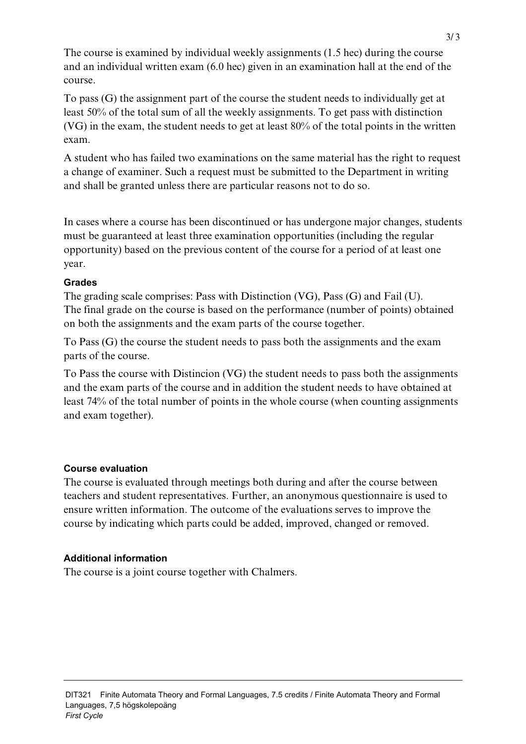The course is examined by individual weekly assignments (1.5 hec) during the course and an individual written exam (6.0 hec) given in an examination hall at the end of the course.

To pass (G) the assignment part of the course the student needs to individually get at least 50% of the total sum of all the weekly assignments. To get pass with distinction (VG) in the exam, the student needs to get at least 80% of the total points in the written exam.

A student who has failed two examinations on the same material has the right to request a change of examiner. Such a request must be submitted to the Department in writing and shall be granted unless there are particular reasons not to do so.

In cases where a course has been discontinued or has undergone major changes, students must be guaranteed at least three examination opportunities (including the regular opportunity) based on the previous content of the course for a period of at least one year.

#### Grades

The grading scale comprises: Pass with Distinction (VG), Pass (G) and Fail (U). The final grade on the course is based on the performance (number of points) obtained on both the assignments and the exam parts of the course together.

To Pass (G) the course the student needs to pass both the assignments and the exam parts of the course.

To Pass the course with Distincion (VG) the student needs to pass both the assignments and the exam parts of the course and in addition the student needs to have obtained at least 74% of the total number of points in the whole course (when counting assignments and exam together).

#### Course evaluation

The course is evaluated through meetings both during and after the course between teachers and student representatives. Further, an anonymous questionnaire is used to ensure written information. The outcome of the evaluations serves to improve the course by indicating which parts could be added, improved, changed or removed.

#### Additional information

The course is a joint course together with Chalmers.